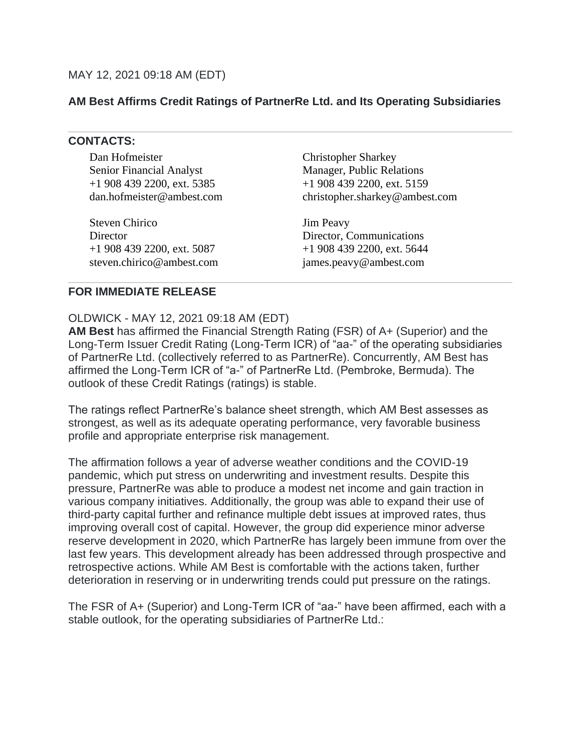MAY 12, 2021 09:18 AM (EDT)

**AM Best Affirms Credit Ratings of PartnerRe Ltd. and Its Operating Subsidiaries**

---

**CONTACTS:**

Dan Hofmeister
Senior Financial Analyst
+1 908 439 2200, ext. 5385
dan.hofmeister@ambest.com

Christopher Sharkey
Manager, Public Relations
+1 908 439 2200, ext. 5159
christopher.sharkey@ambest.com

Steven Chirico
Director
+1 908 439 2200, ext. 5087
steven.chirico@ambest.com

Jim Peavy
Director, Communications
+1 908 439 2200, ext. 5644
james.peavy@ambest.com

---

**FOR IMMEDIATE RELEASE**

OLDWICK - MAY 12, 2021 09:18 AM (EDT)
**AM Best** has affirmed the Financial Strength Rating (FSR) of A+ (Superior) and the Long-Term Issuer Credit Rating (Long-Term ICR) of "aa-" of the operating subsidiaries of PartnerRe Ltd. (collectively referred to as PartnerRe). Concurrently, AM Best has affirmed the Long-Term ICR of "a-" of PartnerRe Ltd. (Pembroke, Bermuda). The outlook of these Credit Ratings (ratings) is stable.

The ratings reflect PartnerRe's balance sheet strength, which AM Best assesses as strongest, as well as its adequate operating performance, very favorable business profile and appropriate enterprise risk management.

The affirmation follows a year of adverse weather conditions and the COVID-19 pandemic, which put stress on underwriting and investment results. Despite this pressure, PartnerRe was able to produce a modest net income and gain traction in various company initiatives. Additionally, the group was able to expand their use of third-party capital further and refinance multiple debt issues at improved rates, thus improving overall cost of capital. However, the group did experience minor adverse reserve development in 2020, which PartnerRe has largely been immune from over the last few years. This development already has been addressed through prospective and retrospective actions. While AM Best is comfortable with the actions taken, further deterioration in reserving or in underwriting trends could put pressure on the ratings.

The FSR of A+ (Superior) and Long-Term ICR of "aa-" have been affirmed, each with a stable outlook, for the operating subsidiaries of PartnerRe Ltd.: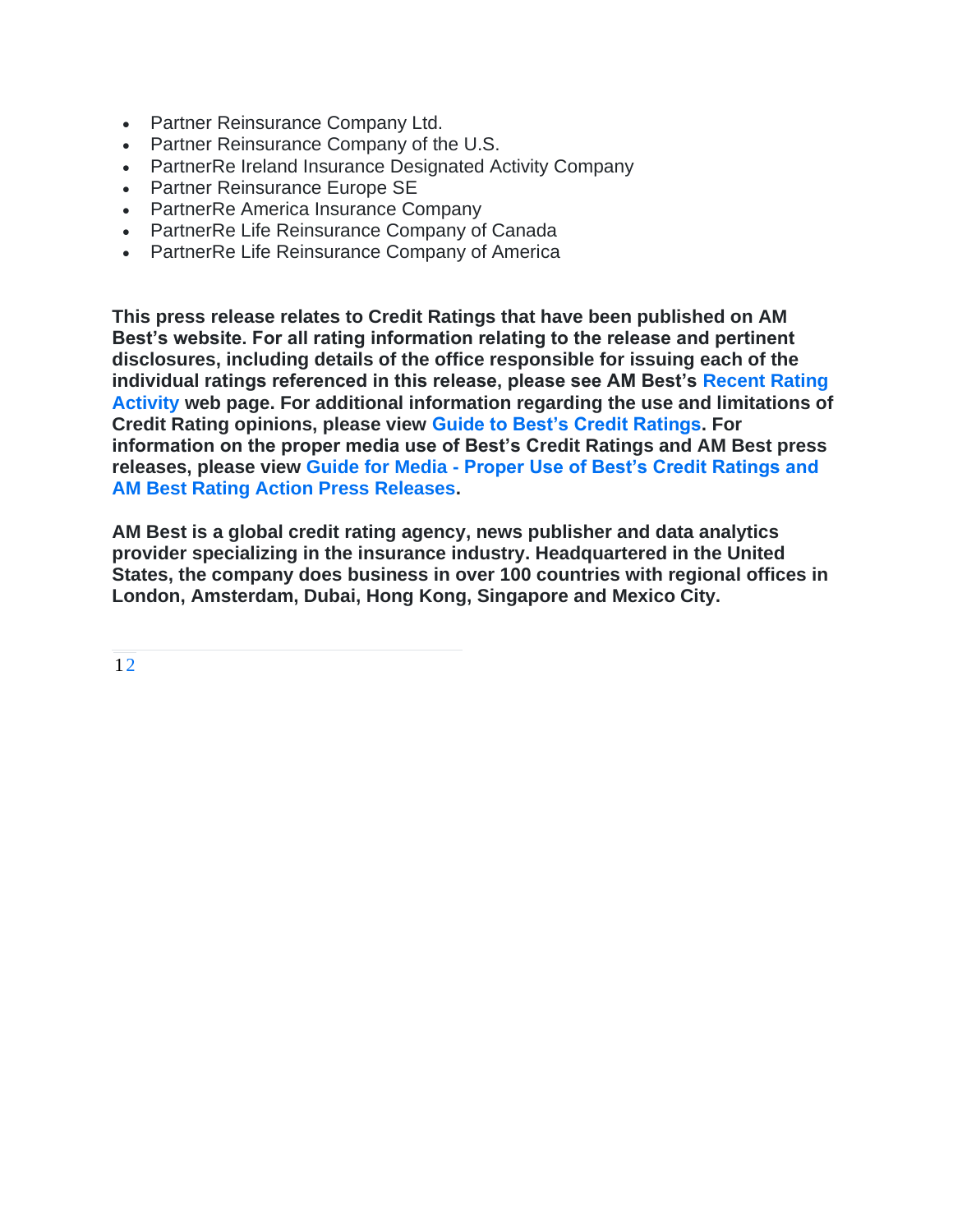- Partner Reinsurance Company Ltd.
- Partner Reinsurance Company of the U.S.
- PartnerRe Ireland Insurance Designated Activity Company
- Partner Reinsurance Europe SE
- PartnerRe America Insurance Company
- PartnerRe Life Reinsurance Company of Canada
- PartnerRe Life Reinsurance Company of America

**This press release relates to Credit Ratings that have been published on AM Best's website. For all rating information relating to the release and pertinent disclosures, including details of the office responsible for issuing each of the individual ratings referenced in this release, please see AM Best's Recent Rating Activity web page. For additional information regarding the use and limitations of Credit Rating opinions, please view Guide to Best's Credit Ratings. For information on the proper media use of Best's Credit Ratings and AM Best press releases, please view Guide for Media - Proper Use of Best's Credit Ratings and AM Best Rating Action Press Releases.**

**AM Best is a global credit rating agency, news publisher and data analytics provider specializing in the insurance industry. Headquartered in the United States, the company does business in over 100 countries with regional offices in London, Amsterdam, Dubai, Hong Kong, Singapore and Mexico City.**